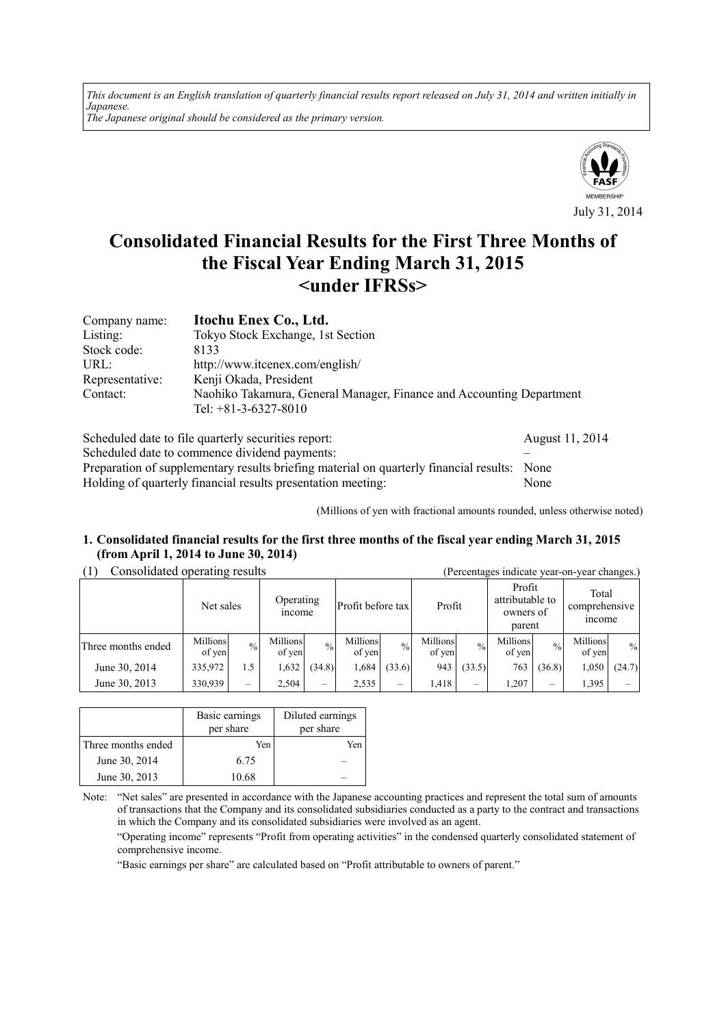*This document is an English translation of quarterly financial results report released on July 31, 2014 and written initially in Japanese.*
*The Japanese original should be considered as the primary version.*

MEMBERSHIP

July 31, 2014

# Consolidated Financial Results for the First Three Months of the Fiscal Year Ending March 31, 2015 <under IFRSs>

| | |
|---|---|
| Company name: | **Itochu Enex Co., Ltd.** |
| Listing: | Tokyo Stock Exchange, 1st Section |
| Stock code: | 8133 |
| URL: | http://www.itcenex.com/english/ |
| Representative: | Kenji Okada, President |
| Contact: | Naohiko Takamura, General Manager, Finance and Accounting Department<br>Tel: +81-3-6327-8010 |

| | |
|---|---|
| Scheduled date to file quarterly securities report: | August 11, 2014 |
| Scheduled date to commence dividend payments: | – |
| Preparation of supplementary results briefing material on quarterly financial results: | None |
| Holding of quarterly financial results presentation meeting: | None |

(Millions of yen with fractional amounts rounded, unless otherwise noted)

## 1. Consolidated financial results for the first three months of the fiscal year ending March 31, 2015 (from April 1, 2014 to June 30, 2014)

(1) Consolidated operating results (Percentages indicate year-on-year changes.)

| | Net sales | | Operating income | | Profit before tax | | Profit | | Profit attributable to owners of parent | | Total comprehensive income | |
|---|---|---|---|---|---|---|---|---|---|---|---|---|
| Three months ended | Millions of yen | % | Millions of yen | % | Millions of yen | % | Millions of yen | % | Millions of yen | % | Millions of yen | % |
| June 30, 2014 | 335,972 | 1.5 | 1,632 | (34.8) | 1,684 | (33.6) | 943 | (33.5) | 763 | (36.8) | 1,050 | (24.7) |
| June 30, 2013 | 330,939 | – | 2,504 | – | 2,535 | – | 1,418 | – | 1,207 | – | 1,395 | – |

| | Basic earnings per share | Diluted earnings per share |
|---|---|---|
| Three months ended | Yen | Yen |
| June 30, 2014 | 6.75 | – |
| June 30, 2013 | 10.68 | – |

Note: "Net sales" are presented in accordance with the Japanese accounting practices and represent the total sum of amounts of transactions that the Company and its consolidated subsidiaries conducted as a party to the contract and transactions in which the Company and its consolidated subsidiaries were involved as an agent.

"Operating income" represents "Profit from operating activities" in the condensed quarterly consolidated statement of comprehensive income.

"Basic earnings per share" are calculated based on "Profit attributable to owners of parent."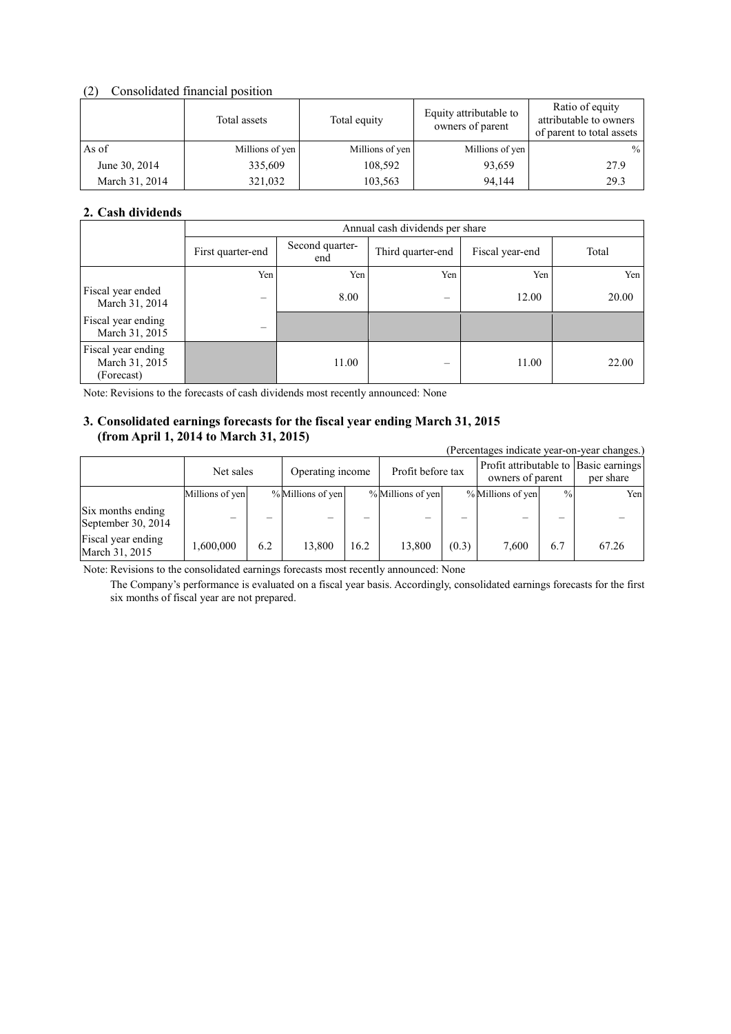(2) Consolidated financial position

| | Total assets | Total equity | Equity attributable to owners of parent | Ratio of equity attributable to owners of parent to total assets |
|---|---|---|---|---|
| As of | Millions of yen | Millions of yen | Millions of yen | % |
| June 30, 2014 | 335,609 | 108,592 | 93,659 | 27.9 |
| March 31, 2014 | 321,032 | 103,563 | 94,144 | 29.3 |

## 2. Cash dividends

| | Annual cash dividends per share | | | | |
|---|---|---|---|---|---|
| | First quarter-end | Second quarter-end | Third quarter-end | Fiscal year-end | Total |
| | Yen | Yen | Yen | Yen | Yen |
| Fiscal year ended March 31, 2014 | – | 8.00 | – | 12.00 | 20.00 |
| Fiscal year ending March 31, 2015 | – | | | | |
| Fiscal year ending March 31, 2015 (Forecast) | | 11.00 | – | 11.00 | 22.00 |

Note: Revisions to the forecasts of cash dividends most recently announced: None

## 3. Consolidated earnings forecasts for the fiscal year ending March 31, 2015 (from April 1, 2014 to March 31, 2015)

(Percentages indicate year-on-year changes.)

| | Net sales | | Operating income | | Profit before tax | | Profit attributable to owners of parent | | Basic earnings per share |
|---|---|---|---|---|---|---|---|---|---|
| | Millions of yen | % | Millions of yen | % | Millions of yen | % | Millions of yen | % | Yen |
| Six months ending September 30, 2014 | – | – | – | – | – | – | – | – | – |
| Fiscal year ending March 31, 2015 | 1,600,000 | 6.2 | 13,800 | 16.2 | 13,800 | (0.3) | 7,600 | 6.7 | 67.26 |

Note: Revisions to the consolidated earnings forecasts most recently announced: None

The Company's performance is evaluated on a fiscal year basis. Accordingly, consolidated earnings forecasts for the first six months of fiscal year are not prepared.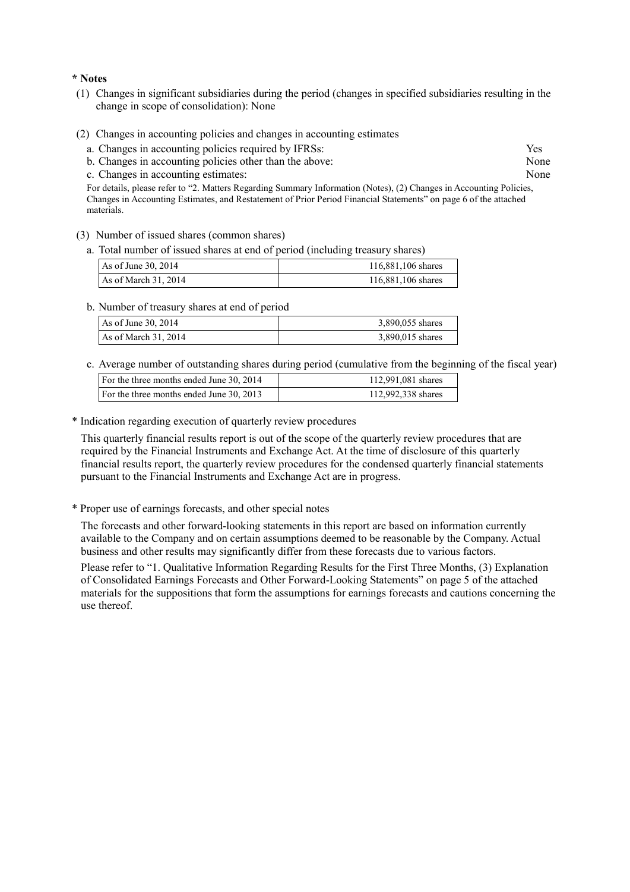**\* Notes**

(1) Changes in significant subsidiaries during the period (changes in specified subsidiaries resulting in the change in scope of consolidation): None

(2) Changes in accounting policies and changes in accounting estimates

a. Changes in accounting policies required by IFRSs: Yes

b. Changes in accounting policies other than the above: None

c. Changes in accounting estimates: None

For details, please refer to "2. Matters Regarding Summary Information (Notes), (2) Changes in Accounting Policies, Changes in Accounting Estimates, and Restatement of Prior Period Financial Statements" on page 6 of the attached materials.

(3) Number of issued shares (common shares)

a. Total number of issued shares at end of period (including treasury shares)

| | |
|---|---|
| As of June 30, 2014 | 116,881,106 shares |
| As of March 31, 2014 | 116,881,106 shares |

b. Number of treasury shares at end of period

| | |
|---|---|
| As of June 30, 2014 | 3,890,055 shares |
| As of March 31, 2014 | 3,890,015 shares |

c. Average number of outstanding shares during period (cumulative from the beginning of the fiscal year)

| | |
|---|---|
| For the three months ended June 30, 2014 | 112,991,081 shares |
| For the three months ended June 30, 2013 | 112,992,338 shares |

\* Indication regarding execution of quarterly review procedures

This quarterly financial results report is out of the scope of the quarterly review procedures that are required by the Financial Instruments and Exchange Act. At the time of disclosure of this quarterly financial results report, the quarterly review procedures for the condensed quarterly financial statements pursuant to the Financial Instruments and Exchange Act are in progress.

\* Proper use of earnings forecasts, and other special notes

The forecasts and other forward-looking statements in this report are based on information currently available to the Company and on certain assumptions deemed to be reasonable by the Company. Actual business and other results may significantly differ from these forecasts due to various factors.

Please refer to "1. Qualitative Information Regarding Results for the First Three Months, (3) Explanation of Consolidated Earnings Forecasts and Other Forward-Looking Statements" on page 5 of the attached materials for the suppositions that form the assumptions for earnings forecasts and cautions concerning the use thereof.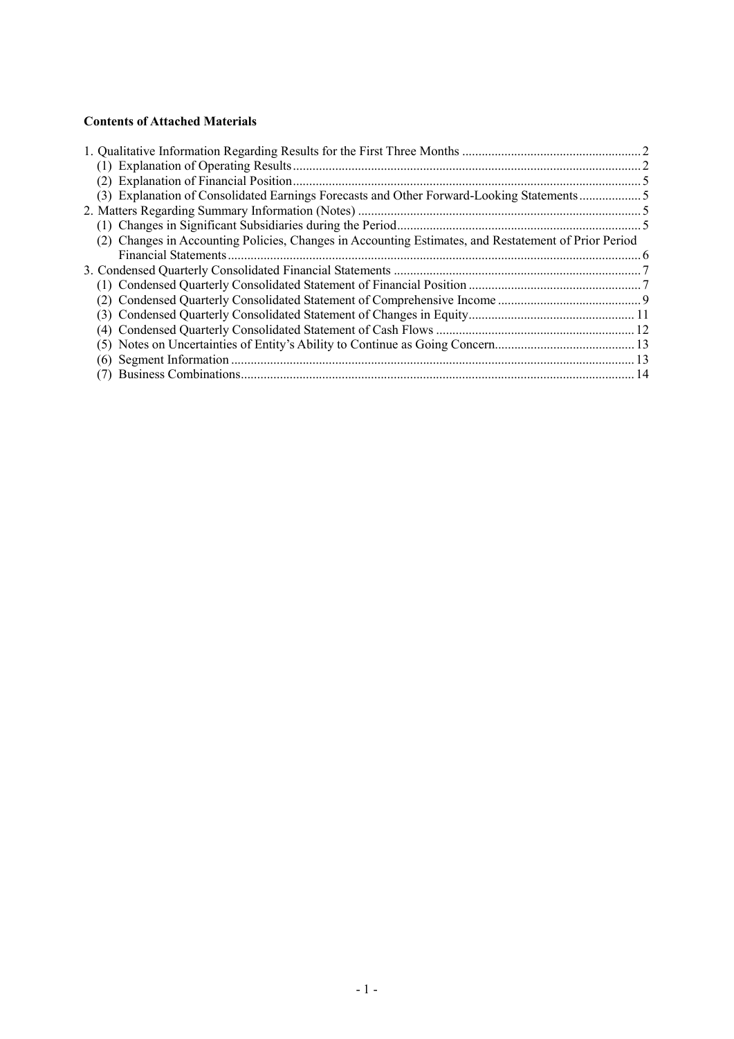**Contents of Attached Materials**

| | |
|---|---|
| 1. Qualitative Information Regarding Results for the First Three Months | 2 |
| (1) Explanation of Operating Results | 2 |
| (2) Explanation of Financial Position | 5 |
| (3) Explanation of Consolidated Earnings Forecasts and Other Forward-Looking Statements | 5 |
| 2. Matters Regarding Summary Information (Notes) | 5 |
| (1) Changes in Significant Subsidiaries during the Period | 5 |
| (2) Changes in Accounting Policies, Changes in Accounting Estimates, and Restatement of Prior Period Financial Statements | 6 |
| 3. Condensed Quarterly Consolidated Financial Statements | 7 |
| (1) Condensed Quarterly Consolidated Statement of Financial Position | 7 |
| (2) Condensed Quarterly Consolidated Statement of Comprehensive Income | 9 |
| (3) Condensed Quarterly Consolidated Statement of Changes in Equity | 11 |
| (4) Condensed Quarterly Consolidated Statement of Cash Flows | 12 |
| (5) Notes on Uncertainties of Entity's Ability to Continue as Going Concern | 13 |
| (6) Segment Information | 13 |
| (7) Business Combinations | 14 |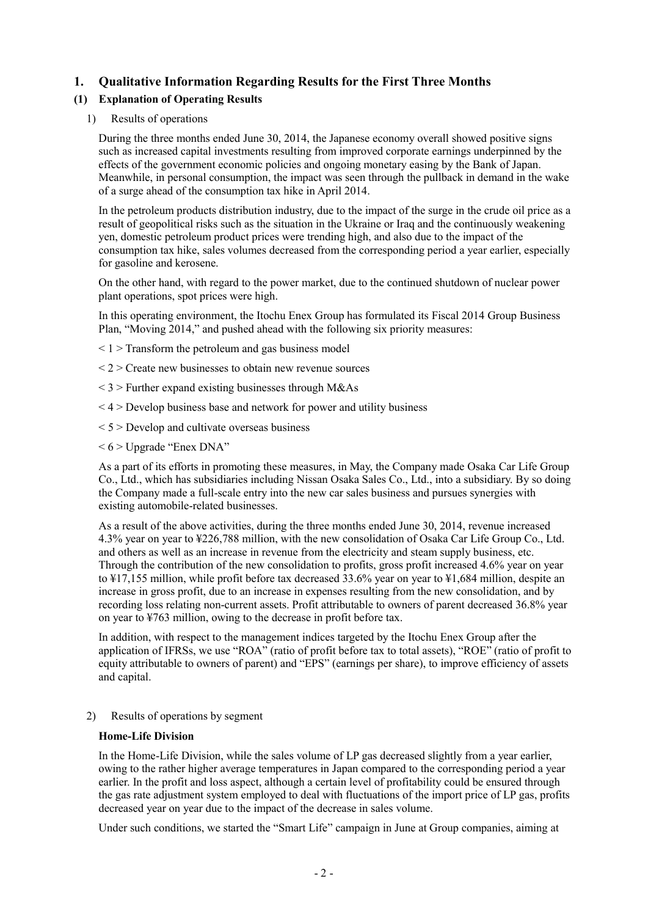## 1. Qualitative Information Regarding Results for the First Three Months

### (1) Explanation of Operating Results

1) Results of operations

During the three months ended June 30, 2014, the Japanese economy overall showed positive signs such as increased capital investments resulting from improved corporate earnings underpinned by the effects of the government economic policies and ongoing monetary easing by the Bank of Japan. Meanwhile, in personal consumption, the impact was seen through the pullback in demand in the wake of a surge ahead of the consumption tax hike in April 2014.

In the petroleum products distribution industry, due to the impact of the surge in the crude oil price as a result of geopolitical risks such as the situation in the Ukraine or Iraq and the continuously weakening yen, domestic petroleum product prices were trending high, and also due to the impact of the consumption tax hike, sales volumes decreased from the corresponding period a year earlier, especially for gasoline and kerosene.

On the other hand, with regard to the power market, due to the continued shutdown of nuclear power plant operations, spot prices were high.

In this operating environment, the Itochu Enex Group has formulated its Fiscal 2014 Group Business Plan, "Moving 2014," and pushed ahead with the following six priority measures:

< 1 > Transform the petroleum and gas business model

< 2 > Create new businesses to obtain new revenue sources

< 3 > Further expand existing businesses through M&As

< 4 > Develop business base and network for power and utility business

< 5 > Develop and cultivate overseas business

< 6 > Upgrade "Enex DNA"

As a part of its efforts in promoting these measures, in May, the Company made Osaka Car Life Group Co., Ltd., which has subsidiaries including Nissan Osaka Sales Co., Ltd., into a subsidiary. By so doing the Company made a full-scale entry into the new car sales business and pursues synergies with existing automobile-related businesses.

As a result of the above activities, during the three months ended June 30, 2014, revenue increased 4.3% year on year to ¥226,788 million, with the new consolidation of Osaka Car Life Group Co., Ltd. and others as well as an increase in revenue from the electricity and steam supply business, etc. Through the contribution of the new consolidation to profits, gross profit increased 4.6% year on year to ¥17,155 million, while profit before tax decreased 33.6% year on year to ¥1,684 million, despite an increase in gross profit, due to an increase in expenses resulting from the new consolidation, and by recording loss relating non-current assets. Profit attributable to owners of parent decreased 36.8% year on year to ¥763 million, owing to the decrease in profit before tax.

In addition, with respect to the management indices targeted by the Itochu Enex Group after the application of IFRSs, we use "ROA" (ratio of profit before tax to total assets), "ROE" (ratio of profit to equity attributable to owners of parent) and "EPS" (earnings per share), to improve efficiency of assets and capital.

2) Results of operations by segment

**Home-Life Division**

In the Home-Life Division, while the sales volume of LP gas decreased slightly from a year earlier, owing to the rather higher average temperatures in Japan compared to the corresponding period a year earlier. In the profit and loss aspect, although a certain level of profitability could be ensured through the gas rate adjustment system employed to deal with fluctuations of the import price of LP gas, profits decreased year on year due to the impact of the decrease in sales volume.

Under such conditions, we started the "Smart Life" campaign in June at Group companies, aiming at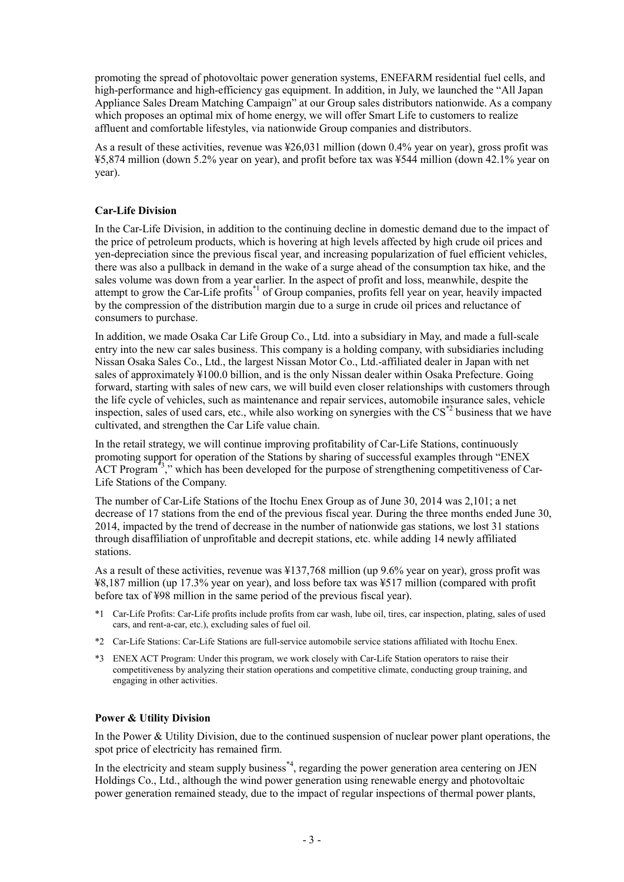promoting the spread of photovoltaic power generation systems, ENEFARM residential fuel cells, and high-performance and high-efficiency gas equipment. In addition, in July, we launched the "All Japan Appliance Sales Dream Matching Campaign" at our Group sales distributors nationwide. As a company which proposes an optimal mix of home energy, we will offer Smart Life to customers to realize affluent and comfortable lifestyles, via nationwide Group companies and distributors.

As a result of these activities, revenue was ¥26,031 million (down 0.4% year on year), gross profit was ¥5,874 million (down 5.2% year on year), and profit before tax was ¥544 million (down 42.1% year on year).

**Car-Life Division**

In the Car-Life Division, in addition to the continuing decline in domestic demand due to the impact of the price of petroleum products, which is hovering at high levels affected by high crude oil prices and yen-depreciation since the previous fiscal year, and increasing popularization of fuel efficient vehicles, there was also a pullback in demand in the wake of a surge ahead of the consumption tax hike, and the sales volume was down from a year earlier. In the aspect of profit and loss, meanwhile, despite the attempt to grow the Car-Life profits[*1] of Group companies, profits fell year on year, heavily impacted by the compression of the distribution margin due to a surge in crude oil prices and reluctance of consumers to purchase.

In addition, we made Osaka Car Life Group Co., Ltd. into a subsidiary in May, and made a full-scale entry into the new car sales business. This company is a holding company, with subsidiaries including Nissan Osaka Sales Co., Ltd., the largest Nissan Motor Co., Ltd.-affiliated dealer in Japan with net sales of approximately ¥100.0 billion, and is the only Nissan dealer within Osaka Prefecture. Going forward, starting with sales of new cars, we will build even closer relationships with customers through the life cycle of vehicles, such as maintenance and repair services, automobile insurance sales, vehicle inspection, sales of used cars, etc., while also working on synergies with the CS[*2] business that we have cultivated, and strengthen the Car Life value chain.

In the retail strategy, we will continue improving profitability of Car-Life Stations, continuously promoting support for operation of the Stations by sharing of successful examples through "ENEX ACT Program[*3]," which has been developed for the purpose of strengthening competitiveness of Car-Life Stations of the Company.

The number of Car-Life Stations of the Itochu Enex Group as of June 30, 2014 was 2,101; a net decrease of 17 stations from the end of the previous fiscal year. During the three months ended June 30, 2014, impacted by the trend of decrease in the number of nationwide gas stations, we lost 31 stations through disaffiliation of unprofitable and decrepit stations, etc. while adding 14 newly affiliated stations.

As a result of these activities, revenue was ¥137,768 million (up 9.6% year on year), gross profit was ¥8,187 million (up 17.3% year on year), and loss before tax was ¥517 million (compared with profit before tax of ¥98 million in the same period of the previous fiscal year).

- *1 Car-Life Profits: Car-Life profits include profits from car wash, lube oil, tires, car inspection, plating, sales of used cars, and rent-a-car, etc.), excluding sales of fuel oil.
- *2 Car-Life Stations: Car-Life Stations are full-service automobile service stations affiliated with Itochu Enex.
- *3 ENEX ACT Program: Under this program, we work closely with Car-Life Station operators to raise their competitiveness by analyzing their station operations and competitive climate, conducting group training, and engaging in other activities.

**Power & Utility Division**

In the Power & Utility Division, due to the continued suspension of nuclear power plant operations, the spot price of electricity has remained firm.

In the electricity and steam supply business[*4], regarding the power generation area centering on JEN Holdings Co., Ltd., although the wind power generation using renewable energy and photovoltaic power generation remained steady, due to the impact of regular inspections of thermal power plants,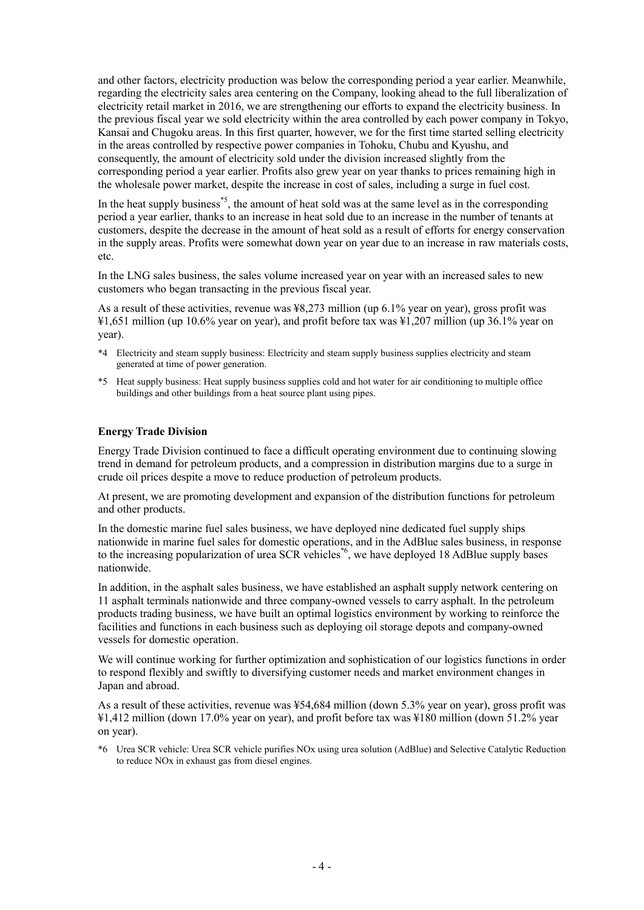and other factors, electricity production was below the corresponding period a year earlier. Meanwhile, regarding the electricity sales area centering on the Company, looking ahead to the full liberalization of electricity retail market in 2016, we are strengthening our efforts to expand the electricity business. In the previous fiscal year we sold electricity within the area controlled by each power company in Tokyo, Kansai and Chugoku areas. In this first quarter, however, we for the first time started selling electricity in the areas controlled by respective power companies in Tohoku, Chubu and Kyushu, and consequently, the amount of electricity sold under the division increased slightly from the corresponding period a year earlier. Profits also grew year on year thanks to prices remaining high in the wholesale power market, despite the increase in cost of sales, including a surge in fuel cost.

In the heat supply business*5, the amount of heat sold was at the same level as in the corresponding period a year earlier, thanks to an increase in heat sold due to an increase in the number of tenants at customers, despite the decrease in the amount of heat sold as a result of efforts for energy conservation in the supply areas. Profits were somewhat down year on year due to an increase in raw materials costs, etc.

In the LNG sales business, the sales volume increased year on year with an increased sales to new customers who began transacting in the previous fiscal year.

As a result of these activities, revenue was ¥8,273 million (up 6.1% year on year), gross profit was ¥1,651 million (up 10.6% year on year), and profit before tax was ¥1,207 million (up 36.1% year on year).

*4 Electricity and steam supply business: Electricity and steam supply business supplies electricity and steam generated at time of power generation.

*5 Heat supply business: Heat supply business supplies cold and hot water for air conditioning to multiple office buildings and other buildings from a heat source plant using pipes.

**Energy Trade Division**

Energy Trade Division continued to face a difficult operating environment due to continuing slowing trend in demand for petroleum products, and a compression in distribution margins due to a surge in crude oil prices despite a move to reduce production of petroleum products.

At present, we are promoting development and expansion of the distribution functions for petroleum and other products.

In the domestic marine fuel sales business, we have deployed nine dedicated fuel supply ships nationwide in marine fuel sales for domestic operations, and in the AdBlue sales business, in response to the increasing popularization of urea SCR vehicles*6, we have deployed 18 AdBlue supply bases nationwide.

In addition, in the asphalt sales business, we have established an asphalt supply network centering on 11 asphalt terminals nationwide and three company-owned vessels to carry asphalt. In the petroleum products trading business, we have built an optimal logistics environment by working to reinforce the facilities and functions in each business such as deploying oil storage depots and company-owned vessels for domestic operation.

We will continue working for further optimization and sophistication of our logistics functions in order to respond flexibly and swiftly to diversifying customer needs and market environment changes in Japan and abroad.

As a result of these activities, revenue was ¥54,684 million (down 5.3% year on year), gross profit was ¥1,412 million (down 17.0% year on year), and profit before tax was ¥180 million (down 51.2% year on year).

*6 Urea SCR vehicle: Urea SCR vehicle purifies NOx using urea solution (AdBlue) and Selective Catalytic Reduction to reduce NOx in exhaust gas from diesel engines.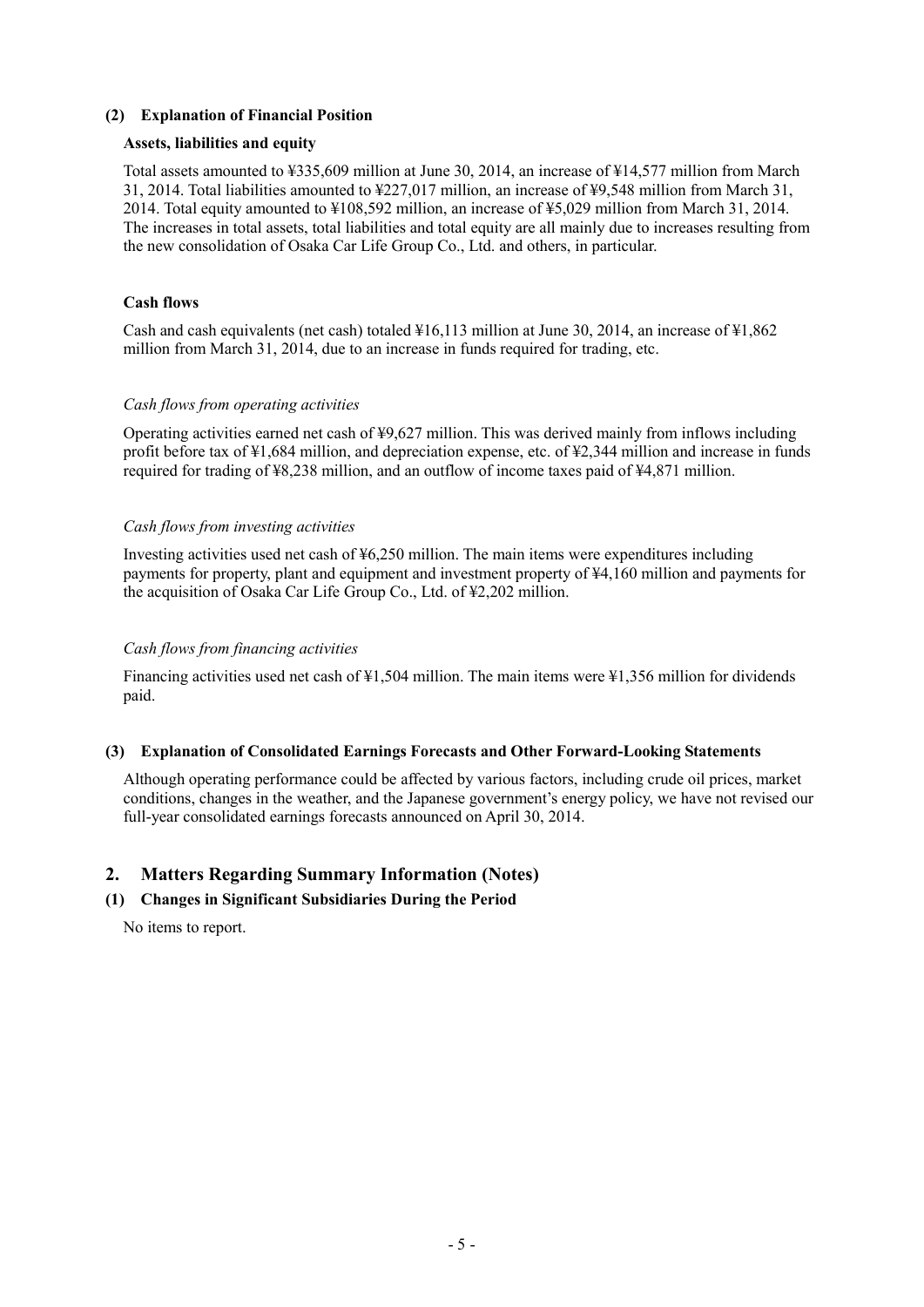### (2) Explanation of Financial Position

**Assets, liabilities and equity**

Total assets amounted to ¥335,609 million at June 30, 2014, an increase of ¥14,577 million from March 31, 2014. Total liabilities amounted to ¥227,017 million, an increase of ¥9,548 million from March 31, 2014. Total equity amounted to ¥108,592 million, an increase of ¥5,029 million from March 31, 2014. The increases in total assets, total liabilities and total equity are all mainly due to increases resulting from the new consolidation of Osaka Car Life Group Co., Ltd. and others, in particular.

**Cash flows**

Cash and cash equivalents (net cash) totaled ¥16,113 million at June 30, 2014, an increase of ¥1,862 million from March 31, 2014, due to an increase in funds required for trading, etc.

*Cash flows from operating activities*

Operating activities earned net cash of ¥9,627 million. This was derived mainly from inflows including profit before tax of ¥1,684 million, and depreciation expense, etc. of ¥2,344 million and increase in funds required for trading of ¥8,238 million, and an outflow of income taxes paid of ¥4,871 million.

*Cash flows from investing activities*

Investing activities used net cash of ¥6,250 million. The main items were expenditures including payments for property, plant and equipment and investment property of ¥4,160 million and payments for the acquisition of Osaka Car Life Group Co., Ltd. of ¥2,202 million.

*Cash flows from financing activities*

Financing activities used net cash of ¥1,504 million. The main items were ¥1,356 million for dividends paid.

### (3) Explanation of Consolidated Earnings Forecasts and Other Forward-Looking Statements

Although operating performance could be affected by various factors, including crude oil prices, market conditions, changes in the weather, and the Japanese government's energy policy, we have not revised our full-year consolidated earnings forecasts announced on April 30, 2014.

## 2. Matters Regarding Summary Information (Notes)

### (1) Changes in Significant Subsidiaries During the Period

No items to report.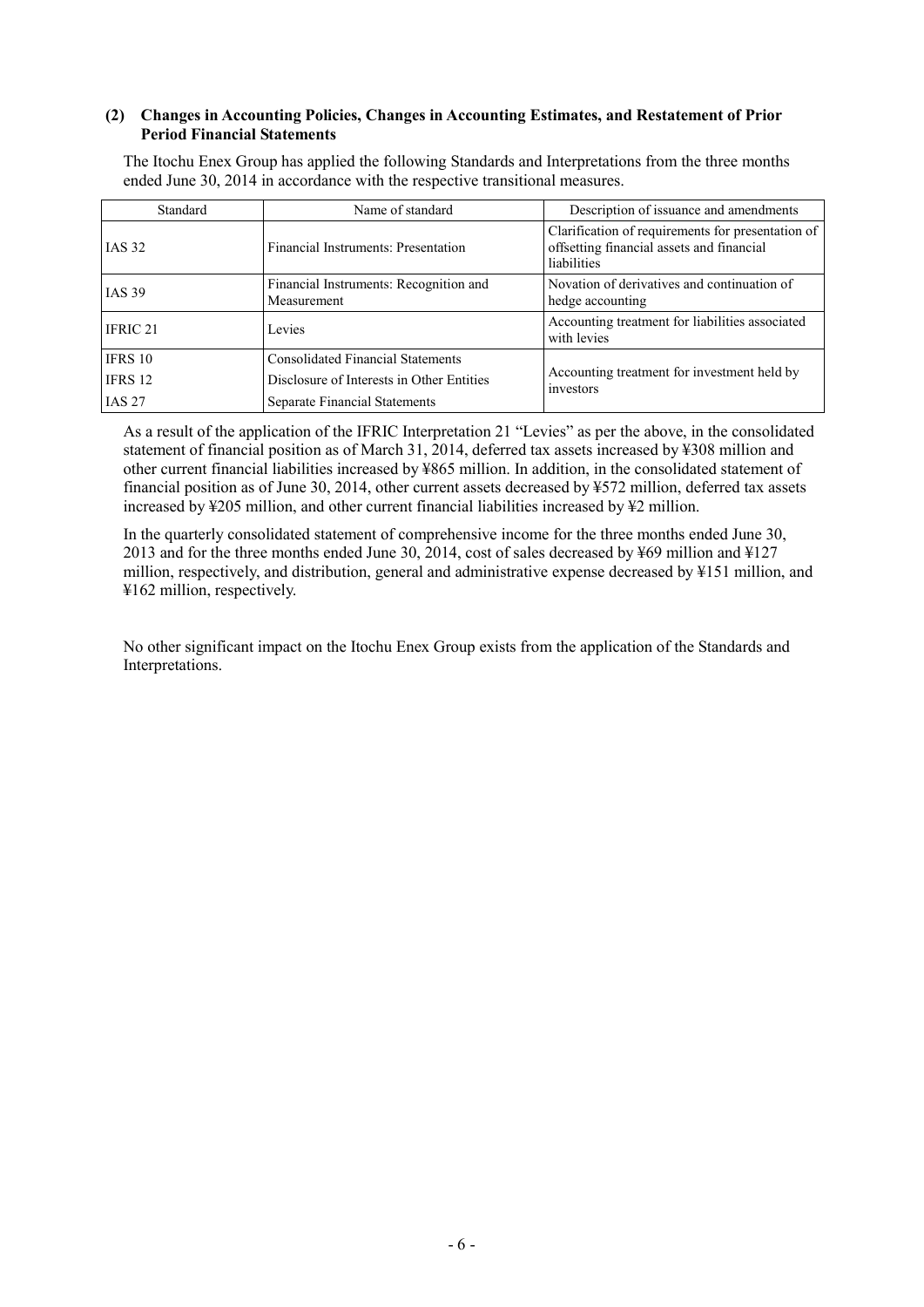### (2) Changes in Accounting Policies, Changes in Accounting Estimates, and Restatement of Prior Period Financial Statements

The Itochu Enex Group has applied the following Standards and Interpretations from the three months ended June 30, 2014 in accordance with the respective transitional measures.

| Standard | Name of standard | Description of issuance and amendments |
|---|---|---|
| IAS 32 | Financial Instruments: Presentation | Clarification of requirements for presentation of offsetting financial assets and financial liabilities |
| IAS 39 | Financial Instruments: Recognition and Measurement | Novation of derivatives and continuation of hedge accounting |
| IFRIC 21 | Levies | Accounting treatment for liabilities associated with levies |
| IFRS 10<br>IFRS 12<br>IAS 27 | Consolidated Financial Statements<br>Disclosure of Interests in Other Entities<br>Separate Financial Statements | Accounting treatment for investment held by investors |

As a result of the application of the IFRIC Interpretation 21 "Levies" as per the above, in the consolidated statement of financial position as of March 31, 2014, deferred tax assets increased by ¥308 million and other current financial liabilities increased by ¥865 million. In addition, in the consolidated statement of financial position as of June 30, 2014, other current assets decreased by ¥572 million, deferred tax assets increased by ¥205 million, and other current financial liabilities increased by ¥2 million.

In the quarterly consolidated statement of comprehensive income for the three months ended June 30, 2013 and for the three months ended June 30, 2014, cost of sales decreased by ¥69 million and ¥127 million, respectively, and distribution, general and administrative expense decreased by ¥151 million, and ¥162 million, respectively.

No other significant impact on the Itochu Enex Group exists from the application of the Standards and Interpretations.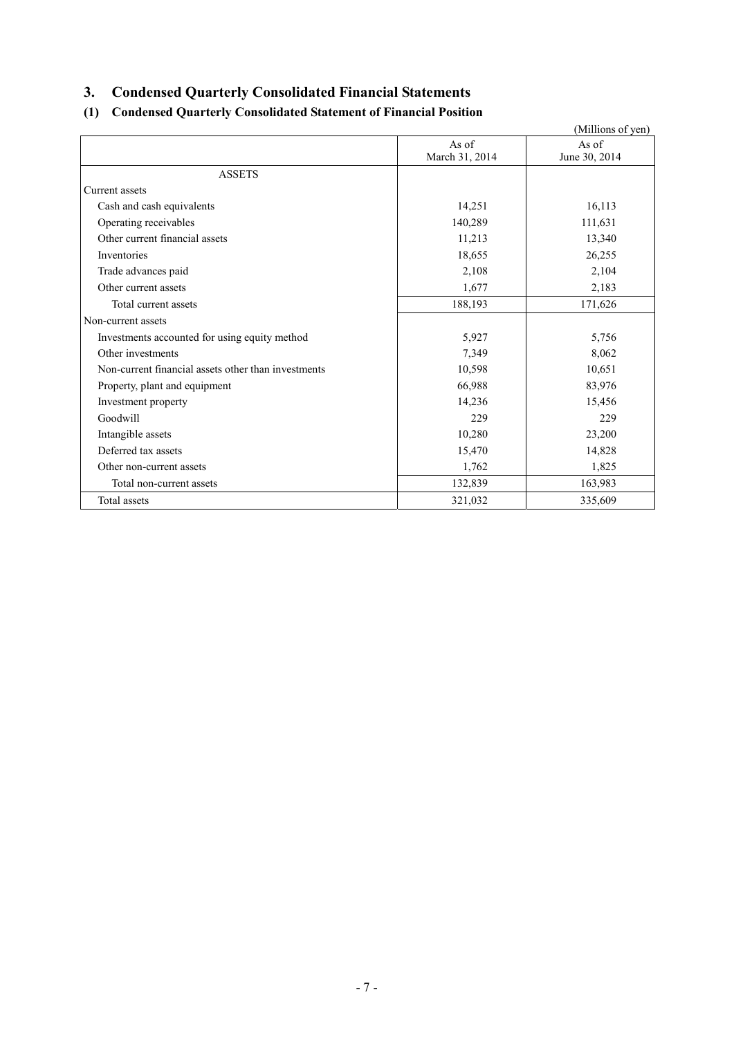# 3. Condensed Quarterly Consolidated Financial Statements

## (1) Condensed Quarterly Consolidated Statement of Financial Position

(Millions of yen)

| | As of March 31, 2014 | As of June 30, 2014 |
|---|---|---|
| ASSETS | | |
| Current assets | | |
| Cash and cash equivalents | 14,251 | 16,113 |
| Operating receivables | 140,289 | 111,631 |
| Other current financial assets | 11,213 | 13,340 |
| Inventories | 18,655 | 26,255 |
| Trade advances paid | 2,108 | 2,104 |
| Other current assets | 1,677 | 2,183 |
| Total current assets | 188,193 | 171,626 |
| Non-current assets | | |
| Investments accounted for using equity method | 5,927 | 5,756 |
| Other investments | 7,349 | 8,062 |
| Non-current financial assets other than investments | 10,598 | 10,651 |
| Property, plant and equipment | 66,988 | 83,976 |
| Investment property | 14,236 | 15,456 |
| Goodwill | 229 | 229 |
| Intangible assets | 10,280 | 23,200 |
| Deferred tax assets | 15,470 | 14,828 |
| Other non-current assets | 1,762 | 1,825 |
| Total non-current assets | 132,839 | 163,983 |
| Total assets | 321,032 | 335,609 |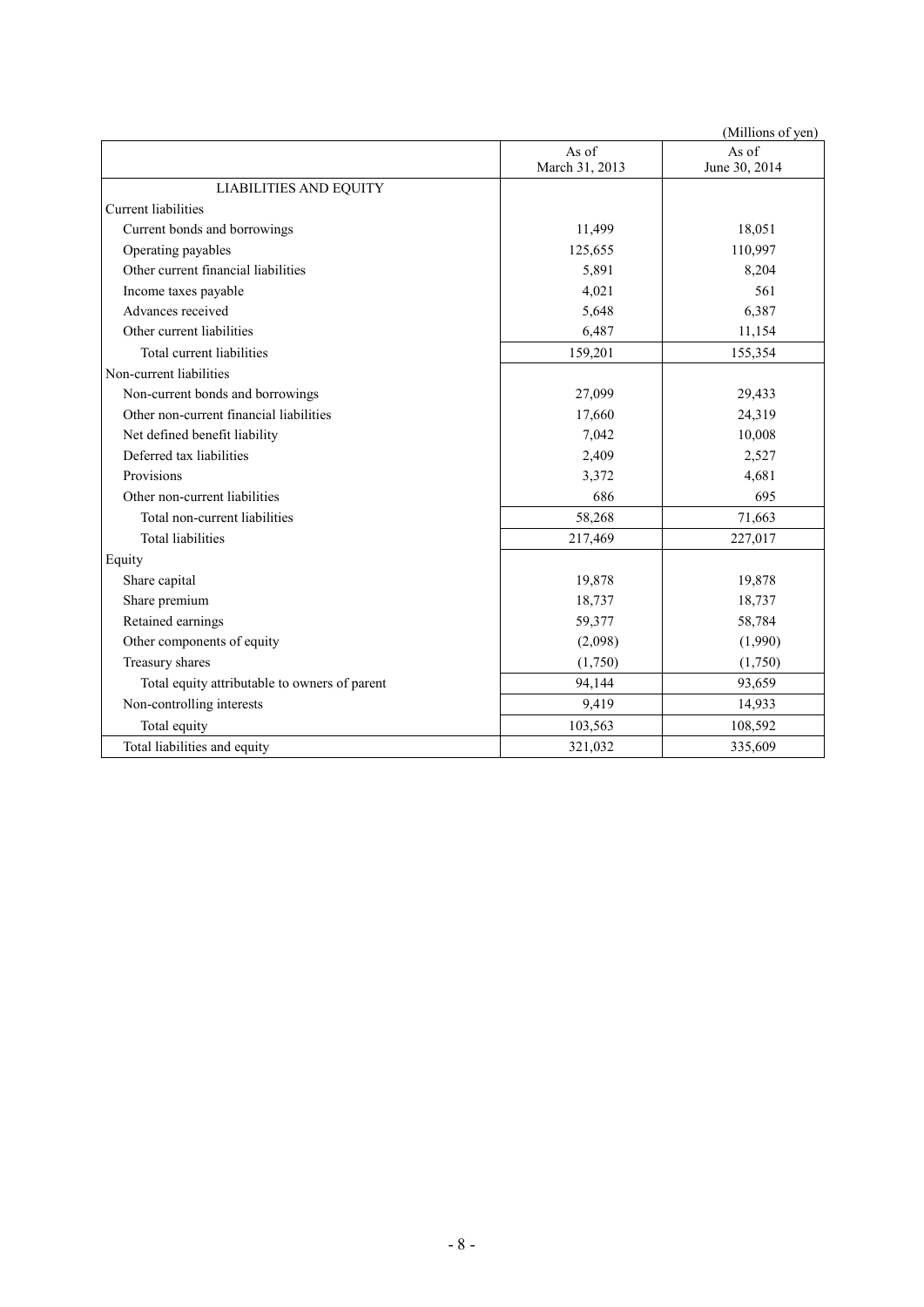(Millions of yen)

| | As of March 31, 2013 | As of June 30, 2014 |
|---|---|---|
| LIABILITIES AND EQUITY | | |
| Current liabilities | | |
| Current bonds and borrowings | 11,499 | 18,051 |
| Operating payables | 125,655 | 110,997 |
| Other current financial liabilities | 5,891 | 8,204 |
| Income taxes payable | 4,021 | 561 |
| Advances received | 5,648 | 6,387 |
| Other current liabilities | 6,487 | 11,154 |
| Total current liabilities | 159,201 | 155,354 |
| Non-current liabilities | | |
| Non-current bonds and borrowings | 27,099 | 29,433 |
| Other non-current financial liabilities | 17,660 | 24,319 |
| Net defined benefit liability | 7,042 | 10,008 |
| Deferred tax liabilities | 2,409 | 2,527 |
| Provisions | 3,372 | 4,681 |
| Other non-current liabilities | 686 | 695 |
| Total non-current liabilities | 58,268 | 71,663 |
| Total liabilities | 217,469 | 227,017 |
| Equity | | |
| Share capital | 19,878 | 19,878 |
| Share premium | 18,737 | 18,737 |
| Retained earnings | 59,377 | 58,784 |
| Other components of equity | (2,098) | (1,990) |
| Treasury shares | (1,750) | (1,750) |
| Total equity attributable to owners of parent | 94,144 | 93,659 |
| Non-controlling interests | 9,419 | 14,933 |
| Total equity | 103,563 | 108,592 |
| Total liabilities and equity | 321,032 | 335,609 |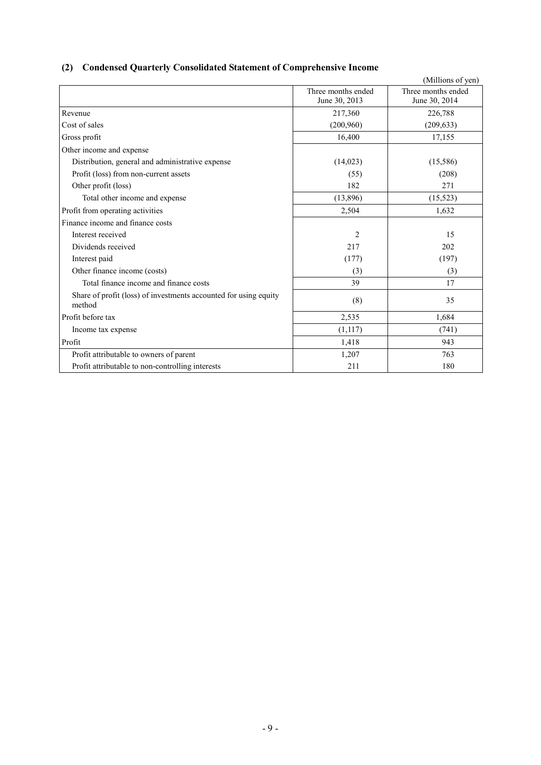## (2) Condensed Quarterly Consolidated Statement of Comprehensive Income

(Millions of yen)

| | Three months ended June 30, 2013 | Three months ended June 30, 2014 |
|---|---|---|
| Revenue | 217,360 | 226,788 |
| Cost of sales | (200,960) | (209,633) |
| Gross profit | 16,400 | 17,155 |
| Other income and expense | | |
| Distribution, general and administrative expense | (14,023) | (15,586) |
| Profit (loss) from non-current assets | (55) | (208) |
| Other profit (loss) | 182 | 271 |
| Total other income and expense | (13,896) | (15,523) |
| Profit from operating activities | 2,504 | 1,632 |
| Finance income and finance costs | | |
| Interest received | 2 | 15 |
| Dividends received | 217 | 202 |
| Interest paid | (177) | (197) |
| Other finance income (costs) | (3) | (3) |
| Total finance income and finance costs | 39 | 17 |
| Share of profit (loss) of investments accounted for using equity method | (8) | 35 |
| Profit before tax | 2,535 | 1,684 |
| Income tax expense | (1,117) | (741) |
| Profit | 1,418 | 943 |
| Profit attributable to owners of parent | 1,207 | 763 |
| Profit attributable to non-controlling interests | 211 | 180 |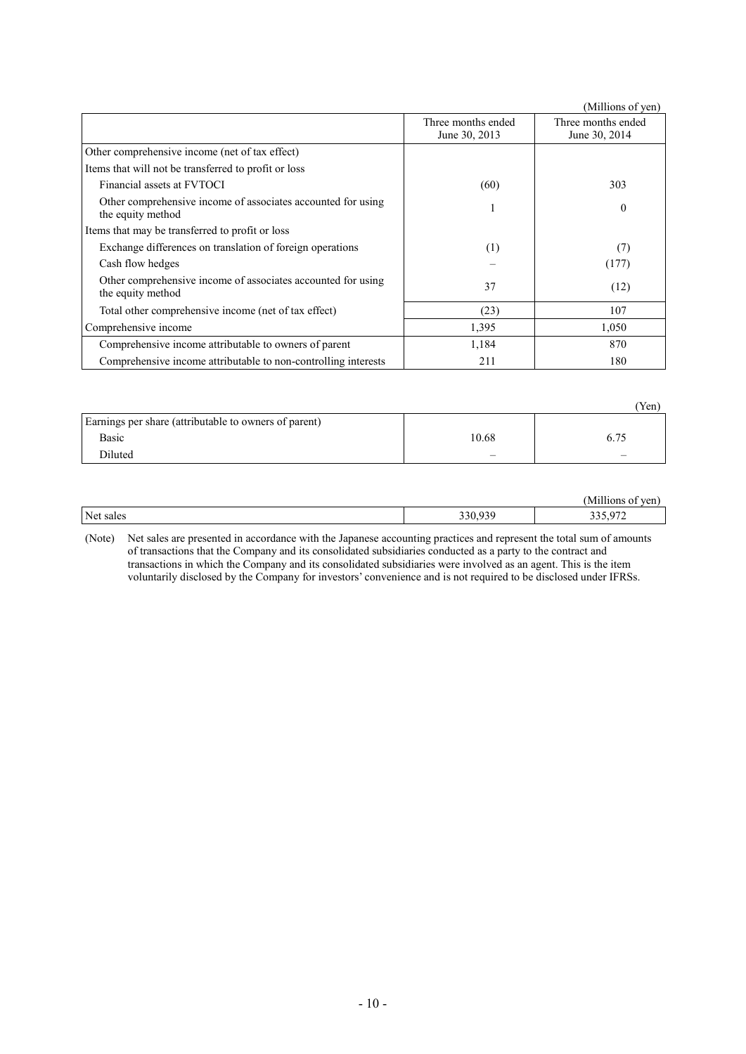(Millions of yen)

| | Three months ended June 30, 2013 | Three months ended June 30, 2014 |
|---|---|---|
| Other comprehensive income (net of tax effect) | | |
| Items that will not be transferred to profit or loss | | |
| Financial assets at FVTOCI | (60) | 303 |
| Other comprehensive income of associates accounted for using the equity method | 1 | 0 |
| Items that may be transferred to profit or loss | | |
| Exchange differences on translation of foreign operations | (1) | (7) |
| Cash flow hedges | – | (177) |
| Other comprehensive income of associates accounted for using the equity method | 37 | (12) |
| Total other comprehensive income (net of tax effect) | (23) | 107 |
| Comprehensive income | 1,395 | 1,050 |
| Comprehensive income attributable to owners of parent | 1,184 | 870 |
| Comprehensive income attributable to non-controlling interests | 211 | 180 |

(Yen)

| | | |
|---|---|---|
| Earnings per share (attributable to owners of parent) | | |
| Basic | 10.68 | 6.75 |
| Diluted | – | – |

(Millions of yen)

| | | |
|---|---|---|
| Net sales | 330,939 | 335,972 |

(Note) Net sales are presented in accordance with the Japanese accounting practices and represent the total sum of amounts of transactions that the Company and its consolidated subsidiaries conducted as a party to the contract and transactions in which the Company and its consolidated subsidiaries were involved as an agent. This is the item voluntarily disclosed by the Company for investors' convenience and is not required to be disclosed under IFRSs.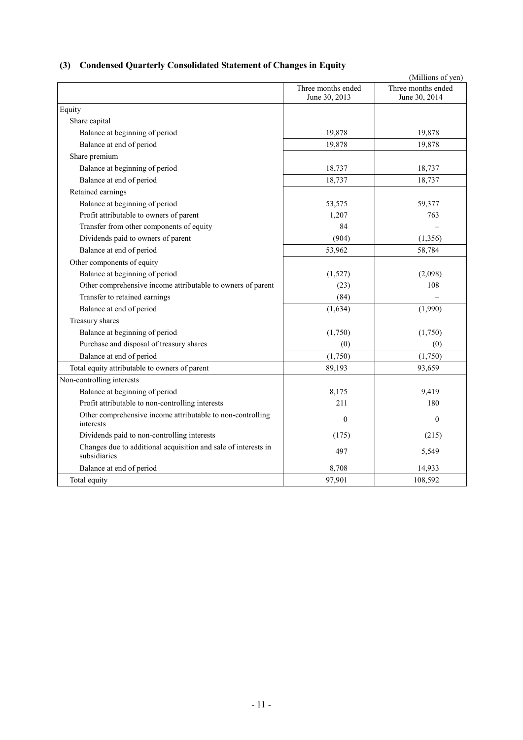### (3) Condensed Quarterly Consolidated Statement of Changes in Equity

(Millions of yen)

| | Three months ended June 30, 2013 | Three months ended June 30, 2014 |
|---|---|---|
| Equity | | |
| Share capital | | |
| Balance at beginning of period | 19,878 | 19,878 |
| Balance at end of period | 19,878 | 19,878 |
| Share premium | | |
| Balance at beginning of period | 18,737 | 18,737 |
| Balance at end of period | 18,737 | 18,737 |
| Retained earnings | | |
| Balance at beginning of period | 53,575 | 59,377 |
| Profit attributable to owners of parent | 1,207 | 763 |
| Transfer from other components of equity | 84 | – |
| Dividends paid to owners of parent | (904) | (1,356) |
| Balance at end of period | 53,962 | 58,784 |
| Other components of equity | | |
| Balance at beginning of period | (1,527) | (2,098) |
| Other comprehensive income attributable to owners of parent | (23) | 108 |
| Transfer to retained earnings | (84) | – |
| Balance at end of period | (1,634) | (1,990) |
| Treasury shares | | |
| Balance at beginning of period | (1,750) | (1,750) |
| Purchase and disposal of treasury shares | (0) | (0) |
| Balance at end of period | (1,750) | (1,750) |
| Total equity attributable to owners of parent | 89,193 | 93,659 |
| Non-controlling interests | | |
| Balance at beginning of period | 8,175 | 9,419 |
| Profit attributable to non-controlling interests | 211 | 180 |
| Other comprehensive income attributable to non-controlling interests | 0 | 0 |
| Dividends paid to non-controlling interests | (175) | (215) |
| Changes due to additional acquisition and sale of interests in subsidiaries | 497 | 5,549 |
| Balance at end of period | 8,708 | 14,933 |
| Total equity | 97,901 | 108,592 |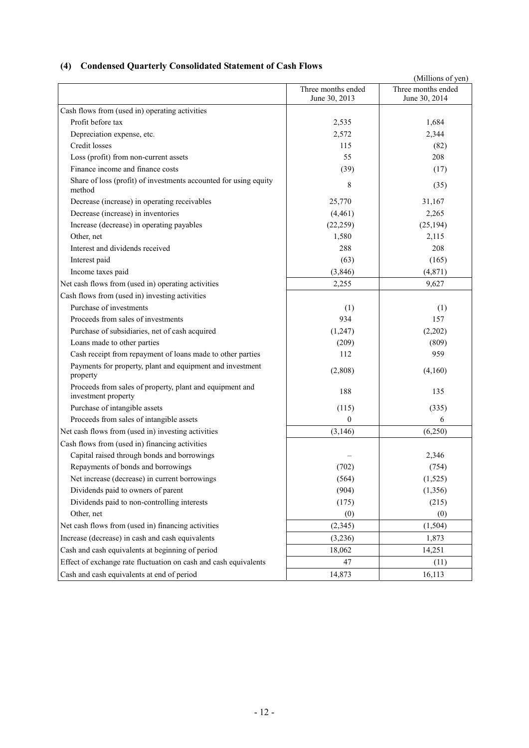## (4) Condensed Quarterly Consolidated Statement of Cash Flows

(Millions of yen)

| | Three months ended June 30, 2013 | Three months ended June 30, 2014 |
|---|---|---|
| Cash flows from (used in) operating activities | | |
| Profit before tax | 2,535 | 1,684 |
| Depreciation expense, etc. | 2,572 | 2,344 |
| Credit losses | 115 | (82) |
| Loss (profit) from non-current assets | 55 | 208 |
| Finance income and finance costs | (39) | (17) |
| Share of loss (profit) of investments accounted for using equity method | 8 | (35) |
| Decrease (increase) in operating receivables | 25,770 | 31,167 |
| Decrease (increase) in inventories | (4,461) | 2,265 |
| Increase (decrease) in operating payables | (22,259) | (25,194) |
| Other, net | 1,580 | 2,115 |
| Interest and dividends received | 288 | 208 |
| Interest paid | (63) | (165) |
| Income taxes paid | (3,846) | (4,871) |
| Net cash flows from (used in) operating activities | 2,255 | 9,627 |
| Cash flows from (used in) investing activities | | |
| Purchase of investments | (1) | (1) |
| Proceeds from sales of investments | 934 | 157 |
| Purchase of subsidiaries, net of cash acquired | (1,247) | (2,202) |
| Loans made to other parties | (209) | (809) |
| Cash receipt from repayment of loans made to other parties | 112 | 959 |
| Payments for property, plant and equipment and investment property | (2,808) | (4,160) |
| Proceeds from sales of property, plant and equipment and investment property | 188 | 135 |
| Purchase of intangible assets | (115) | (335) |
| Proceeds from sales of intangible assets | 0 | 6 |
| Net cash flows from (used in) investing activities | (3,146) | (6,250) |
| Cash flows from (used in) financing activities | | |
| Capital raised through bonds and borrowings | – | 2,346 |
| Repayments of bonds and borrowings | (702) | (754) |
| Net increase (decrease) in current borrowings | (564) | (1,525) |
| Dividends paid to owners of parent | (904) | (1,356) |
| Dividends paid to non-controlling interests | (175) | (215) |
| Other, net | (0) | (0) |
| Net cash flows from (used in) financing activities | (2,345) | (1,504) |
| Increase (decrease) in cash and cash equivalents | (3,236) | 1,873 |
| Cash and cash equivalents at beginning of period | 18,062 | 14,251 |
| Effect of exchange rate fluctuation on cash and cash equivalents | 47 | (11) |
| Cash and cash equivalents at end of period | 14,873 | 16,113 |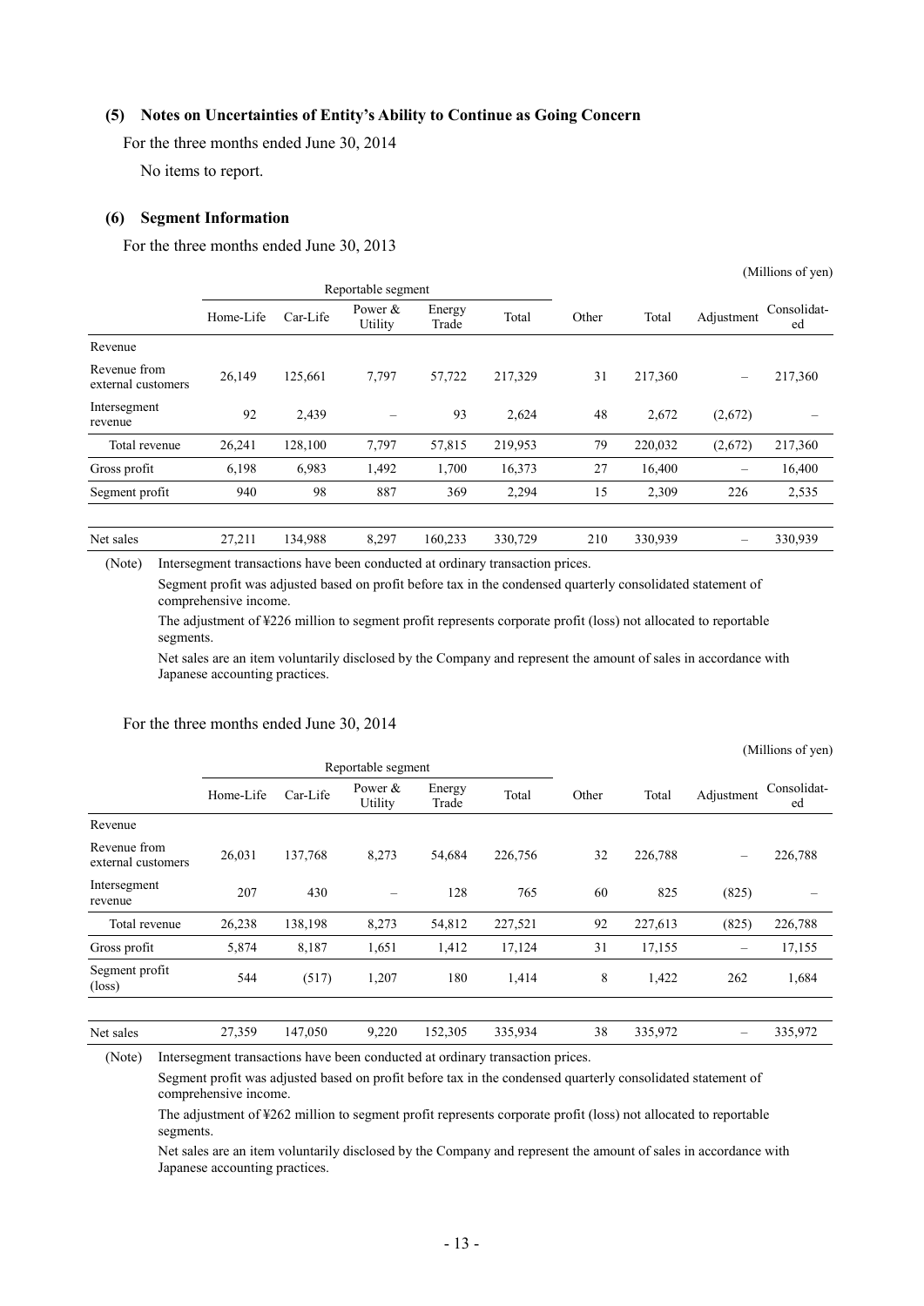### (5) Notes on Uncertainties of Entity's Ability to Continue as Going Concern

For the three months ended June 30, 2014

No items to report.

### (6) Segment Information

For the three months ended June 30, 2013

(Millions of yen)

| | Reportable segment | | | | | Other | Total | Adjustment | Consolidated |
|---|---|---|---|---|---|---|---|---|---|
| | Home-Life | Car-Life | Power & Utility | Energy Trade | Total | | | | |
| Revenue | | | | | | | | | |
| Revenue from external customers | 26,149 | 125,661 | 7,797 | 57,722 | 217,329 | 31 | 217,360 | – | 217,360 |
| Intersegment revenue | 92 | 2,439 | – | 93 | 2,624 | 48 | 2,672 | (2,672) | – |
| Total revenue | 26,241 | 128,100 | 7,797 | 57,815 | 219,953 | 79 | 220,032 | (2,672) | 217,360 |
| Gross profit | 6,198 | 6,983 | 1,492 | 1,700 | 16,373 | 27 | 16,400 | – | 16,400 |
| Segment profit | 940 | 98 | 887 | 369 | 2,294 | 15 | 2,309 | 226 | 2,535 |
| Net sales | 27,211 | 134,988 | 8,297 | 160,233 | 330,729 | 210 | 330,939 | – | 330,939 |

(Note) Intersegment transactions have been conducted at ordinary transaction prices.

Segment profit was adjusted based on profit before tax in the condensed quarterly consolidated statement of comprehensive income.

The adjustment of ¥226 million to segment profit represents corporate profit (loss) not allocated to reportable segments.

Net sales are an item voluntarily disclosed by the Company and represent the amount of sales in accordance with Japanese accounting practices.

For the three months ended June 30, 2014

(Millions of yen)

| | Reportable segment | | | | | Other | Total | Adjustment | Consolidated |
|---|---|---|---|---|---|---|---|---|---|
| | Home-Life | Car-Life | Power & Utility | Energy Trade | Total | | | | |
| Revenue | | | | | | | | | |
| Revenue from external customers | 26,031 | 137,768 | 8,273 | 54,684 | 226,756 | 32 | 226,788 | – | 226,788 |
| Intersegment revenue | 207 | 430 | – | 128 | 765 | 60 | 825 | (825) | – |
| Total revenue | 26,238 | 138,198 | 8,273 | 54,812 | 227,521 | 92 | 227,613 | (825) | 226,788 |
| Gross profit | 5,874 | 8,187 | 1,651 | 1,412 | 17,124 | 31 | 17,155 | – | 17,155 |
| Segment profit (loss) | 544 | (517) | 1,207 | 180 | 1,414 | 8 | 1,422 | 262 | 1,684 |
| Net sales | 27,359 | 147,050 | 9,220 | 152,305 | 335,934 | 38 | 335,972 | – | 335,972 |

(Note) Intersegment transactions have been conducted at ordinary transaction prices.

Segment profit was adjusted based on profit before tax in the condensed quarterly consolidated statement of comprehensive income.

The adjustment of ¥262 million to segment profit represents corporate profit (loss) not allocated to reportable segments.

Net sales are an item voluntarily disclosed by the Company and represent the amount of sales in accordance with Japanese accounting practices.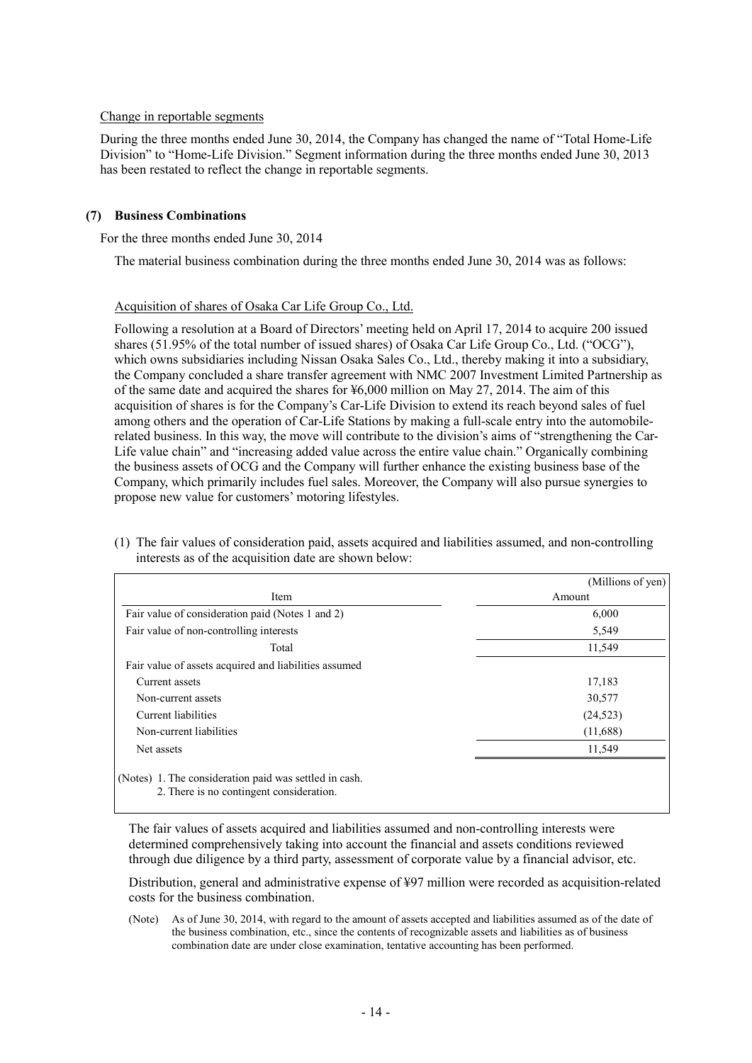Change in reportable segments

During the three months ended June 30, 2014, the Company has changed the name of "Total Home-Life Division" to "Home-Life Division." Segment information during the three months ended June 30, 2013 has been restated to reflect the change in reportable segments.

### (7) Business Combinations

For the three months ended June 30, 2014

The material business combination during the three months ended June 30, 2014 was as follows:

Acquisition of shares of Osaka Car Life Group Co., Ltd.

Following a resolution at a Board of Directors' meeting held on April 17, 2014 to acquire 200 issued shares (51.95% of the total number of issued shares) of Osaka Car Life Group Co., Ltd. ("OCG"), which owns subsidiaries including Nissan Osaka Sales Co., Ltd., thereby making it into a subsidiary, the Company concluded a share transfer agreement with NMC 2007 Investment Limited Partnership as of the same date and acquired the shares for ¥6,000 million on May 27, 2014. The aim of this acquisition of shares is for the Company's Car-Life Division to extend its reach beyond sales of fuel among others and the operation of Car-Life Stations by making a full-scale entry into the automobile-related business. In this way, the move will contribute to the division's aims of "strengthening the Car-Life value chain" and "increasing added value across the entire value chain." Organically combining the business assets of OCG and the Company will further enhance the existing business base of the Company, which primarily includes fuel sales. Moreover, the Company will also pursue synergies to propose new value for customers' motoring lifestyles.

(1) The fair values of consideration paid, assets acquired and liabilities assumed, and non-controlling interests as of the acquisition date are shown below:

(Millions of yen)

| Item | Amount |
|---|---|
| Fair value of consideration paid (Notes 1 and 2) | 6,000 |
| Fair value of non-controlling interests | 5,549 |
| Total | 11,549 |
| Fair value of assets acquired and liabilities assumed | |
| Current assets | 17,183 |
| Non-current assets | 30,577 |
| Current liabilities | (24,523) |
| Non-current liabilities | (11,688) |
| Net assets | 11,549 |

(Notes) 1. The consideration paid was settled in cash.
2. There is no contingent consideration.

The fair values of assets acquired and liabilities assumed and non-controlling interests were determined comprehensively taking into account the financial and assets conditions reviewed through due diligence by a third party, assessment of corporate value by a financial advisor, etc.

Distribution, general and administrative expense of ¥97 million were recorded as acquisition-related costs for the business combination.

(Note) As of June 30, 2014, with regard to the amount of assets accepted and liabilities assumed as of the date of the business combination, etc., since the contents of recognizable assets and liabilities as of business combination date are under close examination, tentative accounting has been performed.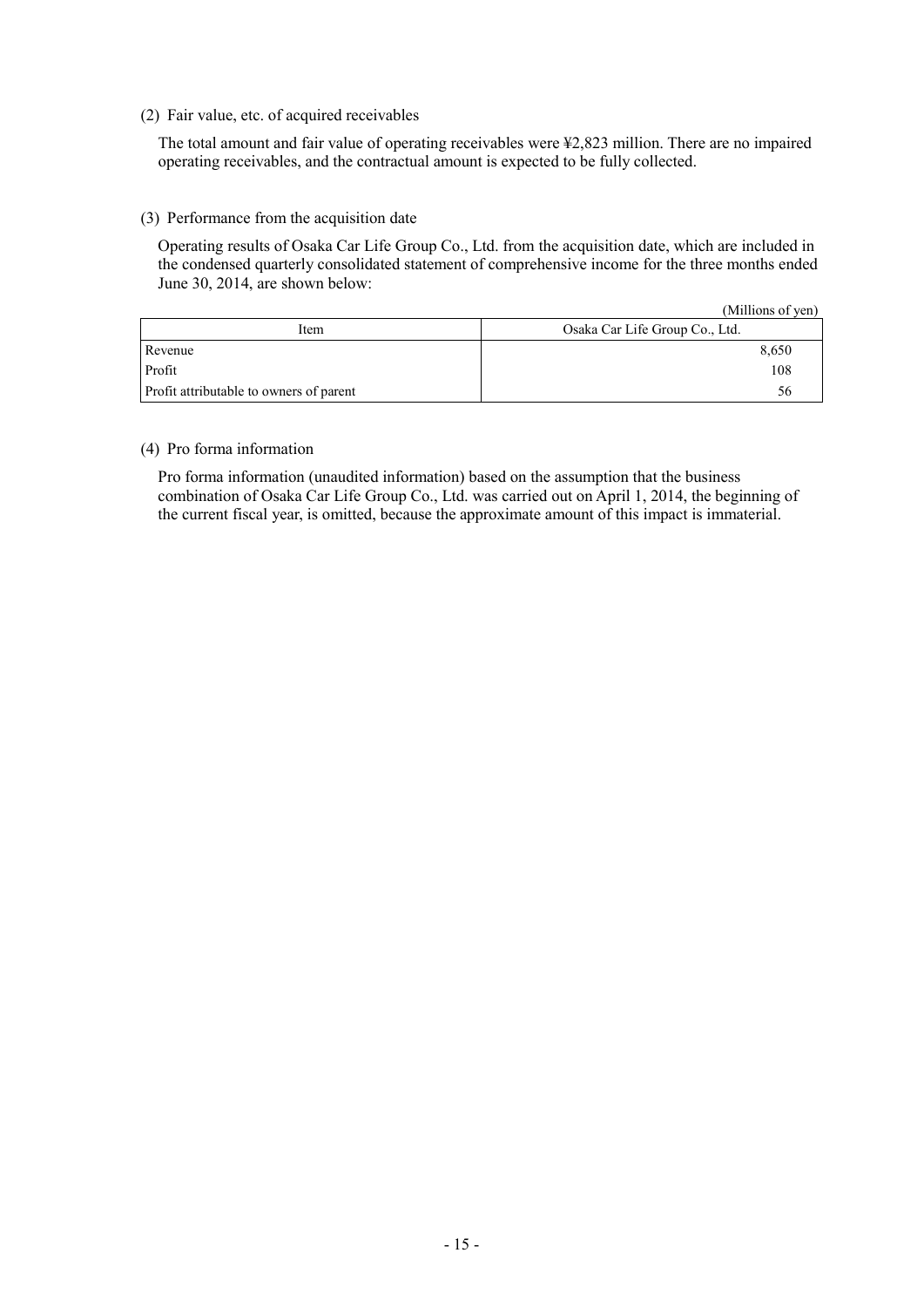(2) Fair value, etc. of acquired receivables

The total amount and fair value of operating receivables were ¥2,823 million. There are no impaired operating receivables, and the contractual amount is expected to be fully collected.

(3) Performance from the acquisition date

Operating results of Osaka Car Life Group Co., Ltd. from the acquisition date, which are included in the condensed quarterly consolidated statement of comprehensive income for the three months ended June 30, 2014, are shown below:

(Millions of yen)

| Item | Osaka Car Life Group Co., Ltd. |
|---|---|
| Revenue | 8,650 |
| Profit | 108 |
| Profit attributable to owners of parent | 56 |

(4) Pro forma information

Pro forma information (unaudited information) based on the assumption that the business combination of Osaka Car Life Group Co., Ltd. was carried out on April 1, 2014, the beginning of the current fiscal year, is omitted, because the approximate amount of this impact is immaterial.